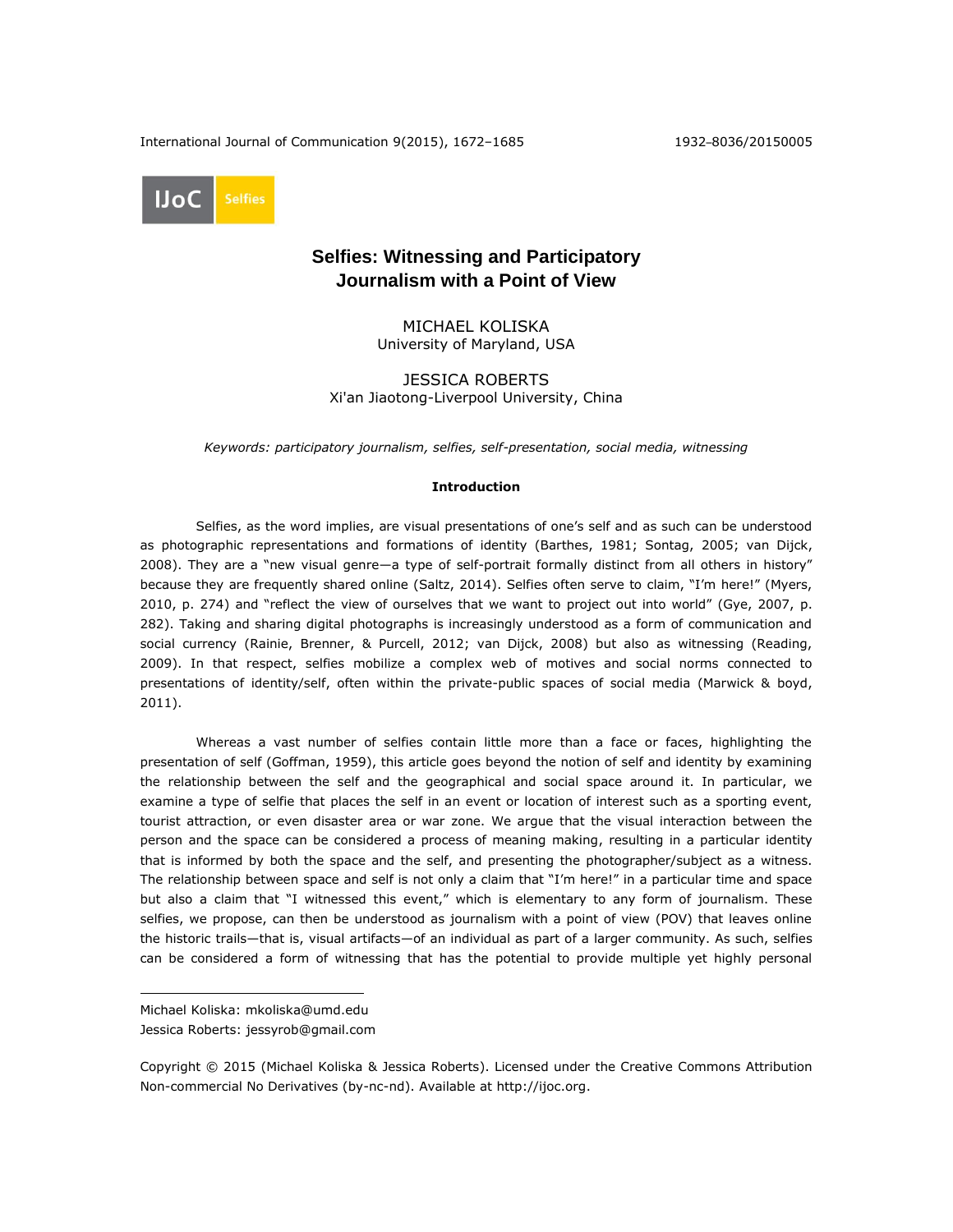# Selfies: Witnessing and Participatory Journalism with a Point of View

MICHAEL KOLISKA
University of Maryland, USA

JESSICA ROBERTS
Xi'an Jiaotong-Liverpool University, China

*Keywords: participatory journalism, selfies, self-presentation, social media, witnessing*

## Introduction

Selfies, as the word implies, are visual presentations of one's self and as such can be understood as photographic representations and formations of identity (Barthes, 1981; Sontag, 2005; van Dijck, 2008). They are a "new visual genre—a type of self-portrait formally distinct from all others in history" because they are frequently shared online (Saltz, 2014). Selfies often serve to claim, "I'm here!" (Myers, 2010, p. 274) and "reflect the view of ourselves that we want to project out into world" (Gye, 2007, p. 282). Taking and sharing digital photographs is increasingly understood as a form of communication and social currency (Rainie, Brenner, & Purcell, 2012; van Dijck, 2008) but also as witnessing (Reading, 2009). In that respect, selfies mobilize a complex web of motives and social norms connected to presentations of identity/self, often within the private-public spaces of social media (Marwick & boyd, 2011).

Whereas a vast number of selfies contain little more than a face or faces, highlighting the presentation of self (Goffman, 1959), this article goes beyond the notion of self and identity by examining the relationship between the self and the geographical and social space around it. In particular, we examine a type of selfie that places the self in an event or location of interest such as a sporting event, tourist attraction, or even disaster area or war zone. We argue that the visual interaction between the person and the space can be considered a process of meaning making, resulting in a particular identity that is informed by both the space and the self, and presenting the photographer/subject as a witness. The relationship between space and self is not only a claim that "I'm here!" in a particular time and space but also a claim that "I witnessed this event," which is elementary to any form of journalism. These selfies, we propose, can then be understood as journalism with a point of view (POV) that leaves online the historic trails—that is, visual artifacts—of an individual as part of a larger community. As such, selfies can be considered a form of witnessing that has the potential to provide multiple yet highly personal

---

Michael Koliska: mkoliska@umd.edu
Jessica Roberts: jessyrob@gmail.com

Copyright © 2015 (Michael Koliska & Jessica Roberts). Licensed under the Creative Commons Attribution Non-commercial No Derivatives (by-nc-nd). Available at http://ijoc.org.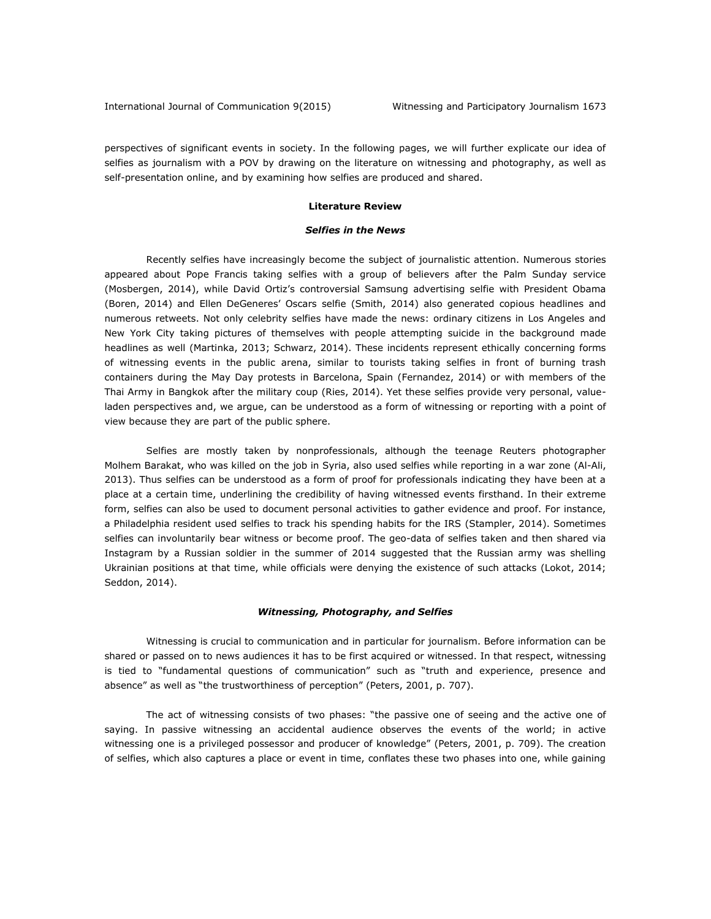perspectives of significant events in society. In the following pages, we will further explicate our idea of selfies as journalism with a POV by drawing on the literature on witnessing and photography, as well as self-presentation online, and by examining how selfies are produced and shared.

## Literature Review

### *Selfies in the News*

Recently selfies have increasingly become the subject of journalistic attention. Numerous stories appeared about Pope Francis taking selfies with a group of believers after the Palm Sunday service (Mosbergen, 2014), while David Ortiz's controversial Samsung advertising selfie with President Obama (Boren, 2014) and Ellen DeGeneres' Oscars selfie (Smith, 2014) also generated copious headlines and numerous retweets. Not only celebrity selfies have made the news: ordinary citizens in Los Angeles and New York City taking pictures of themselves with people attempting suicide in the background made headlines as well (Martinka, 2013; Schwarz, 2014). These incidents represent ethically concerning forms of witnessing events in the public arena, similar to tourists taking selfies in front of burning trash containers during the May Day protests in Barcelona, Spain (Fernandez, 2014) or with members of the Thai Army in Bangkok after the military coup (Ries, 2014). Yet these selfies provide very personal, value-laden perspectives and, we argue, can be understood as a form of witnessing or reporting with a point of view because they are part of the public sphere.

Selfies are mostly taken by nonprofessionals, although the teenage Reuters photographer Molhem Barakat, who was killed on the job in Syria, also used selfies while reporting in a war zone (Al-Ali, 2013). Thus selfies can be understood as a form of proof for professionals indicating they have been at a place at a certain time, underlining the credibility of having witnessed events firsthand. In their extreme form, selfies can also be used to document personal activities to gather evidence and proof. For instance, a Philadelphia resident used selfies to track his spending habits for the IRS (Stampler, 2014). Sometimes selfies can involuntarily bear witness or become proof. The geo-data of selfies taken and then shared via Instagram by a Russian soldier in the summer of 2014 suggested that the Russian army was shelling Ukrainian positions at that time, while officials were denying the existence of such attacks (Lokot, 2014; Seddon, 2014).

### *Witnessing, Photography, and Selfies*

Witnessing is crucial to communication and in particular for journalism. Before information can be shared or passed on to news audiences it has to be first acquired or witnessed. In that respect, witnessing is tied to "fundamental questions of communication" such as "truth and experience, presence and absence" as well as "the trustworthiness of perception" (Peters, 2001, p. 707).

The act of witnessing consists of two phases: "the passive one of seeing and the active one of saying. In passive witnessing an accidental audience observes the events of the world; in active witnessing one is a privileged possessor and producer of knowledge" (Peters, 2001, p. 709). The creation of selfies, which also captures a place or event in time, conflates these two phases into one, while gaining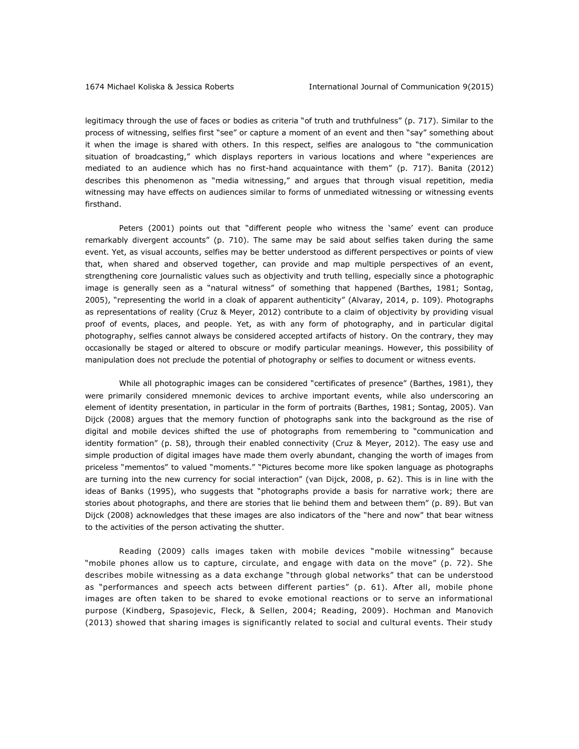legitimacy through the use of faces or bodies as criteria "of truth and truthfulness" (p. 717). Similar to the process of witnessing, selfies first "see" or capture a moment of an event and then "say" something about it when the image is shared with others. In this respect, selfies are analogous to "the communication situation of broadcasting," which displays reporters in various locations and where "experiences are mediated to an audience which has no first-hand acquaintance with them" (p. 717). Banita (2012) describes this phenomenon as "media witnessing," and argues that through visual repetition, media witnessing may have effects on audiences similar to forms of unmediated witnessing or witnessing events firsthand.

Peters (2001) points out that "different people who witness the 'same' event can produce remarkably divergent accounts" (p. 710). The same may be said about selfies taken during the same event. Yet, as visual accounts, selfies may be better understood as different perspectives or points of view that, when shared and observed together, can provide and map multiple perspectives of an event, strengthening core journalistic values such as objectivity and truth telling, especially since a photographic image is generally seen as a "natural witness" of something that happened (Barthes, 1981; Sontag, 2005), "representing the world in a cloak of apparent authenticity" (Alvaray, 2014, p. 109). Photographs as representations of reality (Cruz & Meyer, 2012) contribute to a claim of objectivity by providing visual proof of events, places, and people. Yet, as with any form of photography, and in particular digital photography, selfies cannot always be considered accepted artifacts of history. On the contrary, they may occasionally be staged or altered to obscure or modify particular meanings. However, this possibility of manipulation does not preclude the potential of photography or selfies to document or witness events.

While all photographic images can be considered "certificates of presence" (Barthes, 1981), they were primarily considered mnemonic devices to archive important events, while also underscoring an element of identity presentation, in particular in the form of portraits (Barthes, 1981; Sontag, 2005). Van Dijck (2008) argues that the memory function of photographs sank into the background as the rise of digital and mobile devices shifted the use of photographs from remembering to "communication and identity formation" (p. 58), through their enabled connectivity (Cruz & Meyer, 2012). The easy use and simple production of digital images have made them overly abundant, changing the worth of images from priceless "mementos" to valued "moments." "Pictures become more like spoken language as photographs are turning into the new currency for social interaction" (van Dijck, 2008, p. 62). This is in line with the ideas of Banks (1995), who suggests that "photographs provide a basis for narrative work; there are stories about photographs, and there are stories that lie behind them and between them" (p. 89). But van Dijck (2008) acknowledges that these images are also indicators of the "here and now" that bear witness to the activities of the person activating the shutter.

Reading (2009) calls images taken with mobile devices "mobile witnessing" because "mobile phones allow us to capture, circulate, and engage with data on the move" (p. 72). She describes mobile witnessing as a data exchange "through global networks" that can be understood as "performances and speech acts between different parties" (p. 61). After all, mobile phone images are often taken to be shared to evoke emotional reactions or to serve an informational purpose (Kindberg, Spasojevic, Fleck, & Sellen, 2004; Reading, 2009). Hochman and Manovich (2013) showed that sharing images is significantly related to social and cultural events. Their study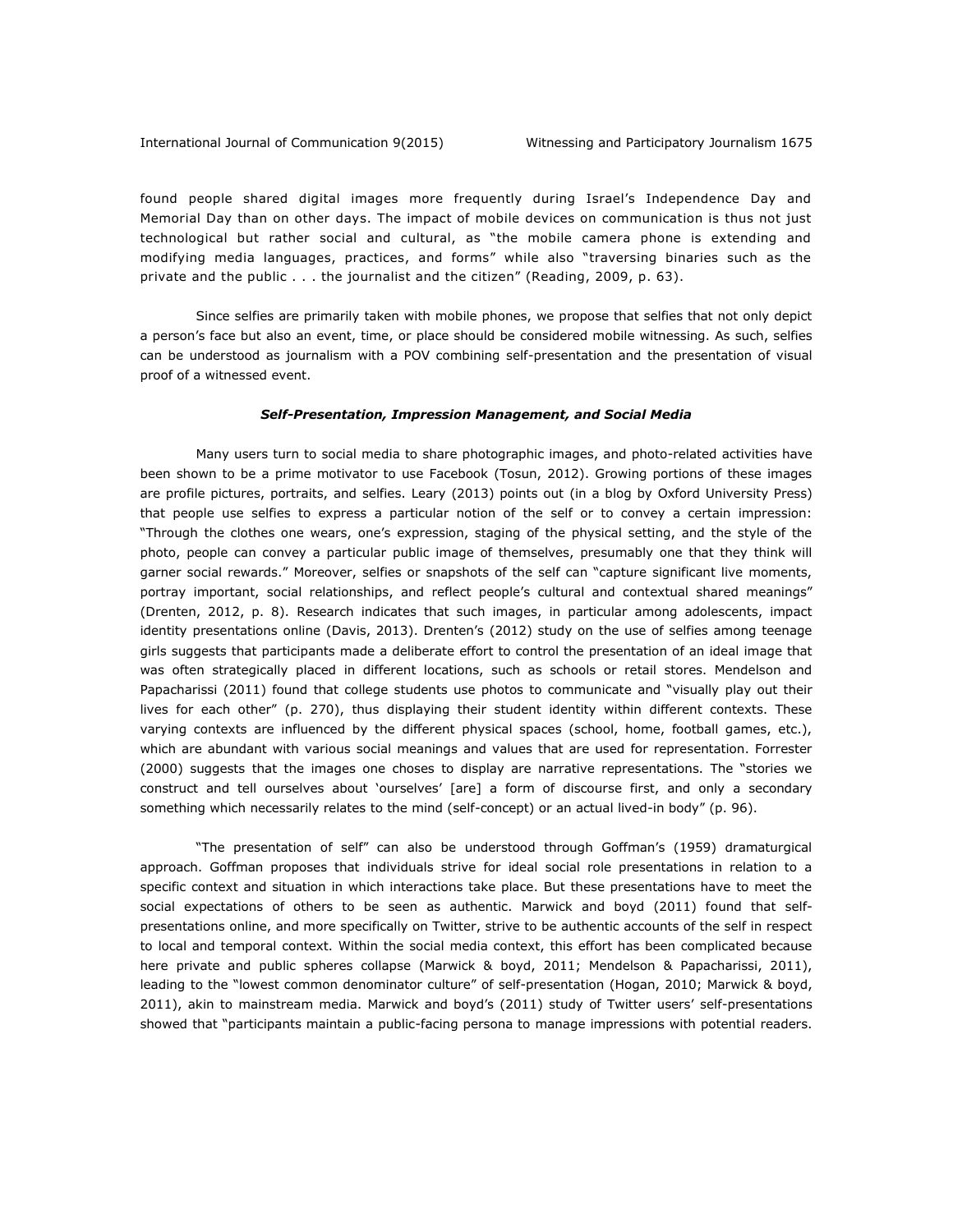found people shared digital images more frequently during Israel's Independence Day and Memorial Day than on other days. The impact of mobile devices on communication is thus not just technological but rather social and cultural, as "the mobile camera phone is extending and modifying media languages, practices, and forms" while also "traversing binaries such as the private and the public . . . the journalist and the citizen" (Reading, 2009, p. 63).

Since selfies are primarily taken with mobile phones, we propose that selfies that not only depict a person's face but also an event, time, or place should be considered mobile witnessing. As such, selfies can be understood as journalism with a POV combining self-presentation and the presentation of visual proof of a witnessed event.

### *Self-Presentation, Impression Management, and Social Media*

Many users turn to social media to share photographic images, and photo-related activities have been shown to be a prime motivator to use Facebook (Tosun, 2012). Growing portions of these images are profile pictures, portraits, and selfies. Leary (2013) points out (in a blog by Oxford University Press) that people use selfies to express a particular notion of the self or to convey a certain impression: "Through the clothes one wears, one's expression, staging of the physical setting, and the style of the photo, people can convey a particular public image of themselves, presumably one that they think will garner social rewards." Moreover, selfies or snapshots of the self can "capture significant live moments, portray important, social relationships, and reflect people's cultural and contextual shared meanings" (Drenten, 2012, p. 8). Research indicates that such images, in particular among adolescents, impact identity presentations online (Davis, 2013). Drenten's (2012) study on the use of selfies among teenage girls suggests that participants made a deliberate effort to control the presentation of an ideal image that was often strategically placed in different locations, such as schools or retail stores. Mendelson and Papacharissi (2011) found that college students use photos to communicate and "visually play out their lives for each other" (p. 270), thus displaying their student identity within different contexts. These varying contexts are influenced by the different physical spaces (school, home, football games, etc.), which are abundant with various social meanings and values that are used for representation. Forrester (2000) suggests that the images one choses to display are narrative representations. The "stories we construct and tell ourselves about 'ourselves' [are] a form of discourse first, and only a secondary something which necessarily relates to the mind (self-concept) or an actual lived-in body" (p. 96).

"The presentation of self" can also be understood through Goffman's (1959) dramaturgical approach. Goffman proposes that individuals strive for ideal social role presentations in relation to a specific context and situation in which interactions take place. But these presentations have to meet the social expectations of others to be seen as authentic. Marwick and boyd (2011) found that self-presentations online, and more specifically on Twitter, strive to be authentic accounts of the self in respect to local and temporal context. Within the social media context, this effort has been complicated because here private and public spheres collapse (Marwick & boyd, 2011; Mendelson & Papacharissi, 2011), leading to the "lowest common denominator culture" of self-presentation (Hogan, 2010; Marwick & boyd, 2011), akin to mainstream media. Marwick and boyd's (2011) study of Twitter users' self-presentations showed that "participants maintain a public-facing persona to manage impressions with potential readers.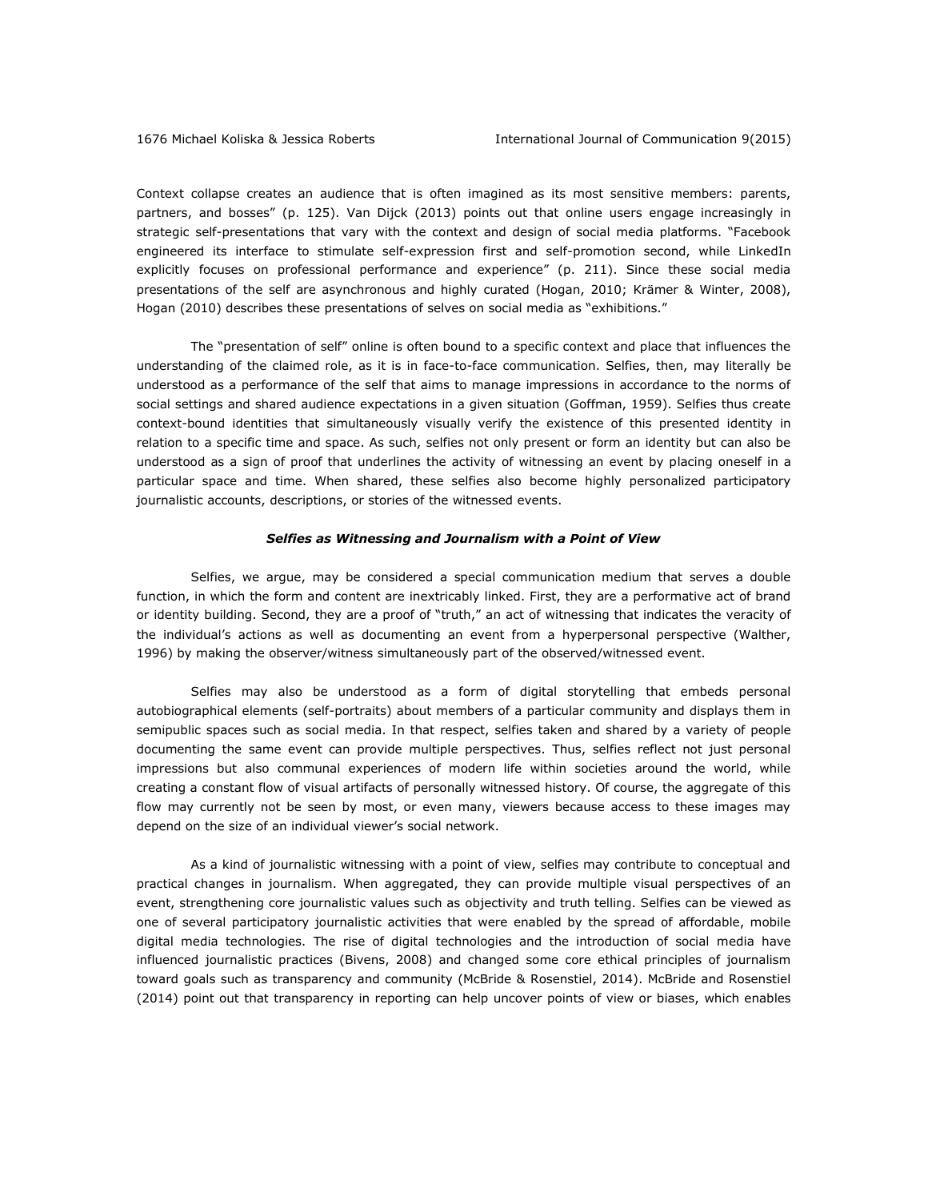Context collapse creates an audience that is often imagined as its most sensitive members: parents, partners, and bosses" (p. 125). Van Dijck (2013) points out that online users engage increasingly in strategic self-presentations that vary with the context and design of social media platforms. "Facebook engineered its interface to stimulate self-expression first and self-promotion second, while LinkedIn explicitly focuses on professional performance and experience" (p. 211). Since these social media presentations of the self are asynchronous and highly curated (Hogan, 2010; Krämer & Winter, 2008), Hogan (2010) describes these presentations of selves on social media as "exhibitions."

The "presentation of self" online is often bound to a specific context and place that influences the understanding of the claimed role, as it is in face-to-face communication. Selfies, then, may literally be understood as a performance of the self that aims to manage impressions in accordance to the norms of social settings and shared audience expectations in a given situation (Goffman, 1959). Selfies thus create context-bound identities that simultaneously visually verify the existence of this presented identity in relation to a specific time and space. As such, selfies not only present or form an identity but can also be understood as a sign of proof that underlines the activity of witnessing an event by placing oneself in a particular space and time. When shared, these selfies also become highly personalized participatory journalistic accounts, descriptions, or stories of the witnessed events.

### *Selfies as Witnessing and Journalism with a Point of View*

Selfies, we argue, may be considered a special communication medium that serves a double function, in which the form and content are inextricably linked. First, they are a performative act of brand or identity building. Second, they are a proof of "truth," an act of witnessing that indicates the veracity of the individual's actions as well as documenting an event from a hyperpersonal perspective (Walther, 1996) by making the observer/witness simultaneously part of the observed/witnessed event.

Selfies may also be understood as a form of digital storytelling that embeds personal autobiographical elements (self-portraits) about members of a particular community and displays them in semipublic spaces such as social media. In that respect, selfies taken and shared by a variety of people documenting the same event can provide multiple perspectives. Thus, selfies reflect not just personal impressions but also communal experiences of modern life within societies around the world, while creating a constant flow of visual artifacts of personally witnessed history. Of course, the aggregate of this flow may currently not be seen by most, or even many, viewers because access to these images may depend on the size of an individual viewer's social network.

As a kind of journalistic witnessing with a point of view, selfies may contribute to conceptual and practical changes in journalism. When aggregated, they can provide multiple visual perspectives of an event, strengthening core journalistic values such as objectivity and truth telling. Selfies can be viewed as one of several participatory journalistic activities that were enabled by the spread of affordable, mobile digital media technologies. The rise of digital technologies and the introduction of social media have influenced journalistic practices (Bivens, 2008) and changed some core ethical principles of journalism toward goals such as transparency and community (McBride & Rosenstiel, 2014). McBride and Rosenstiel (2014) point out that transparency in reporting can help uncover points of view or biases, which enables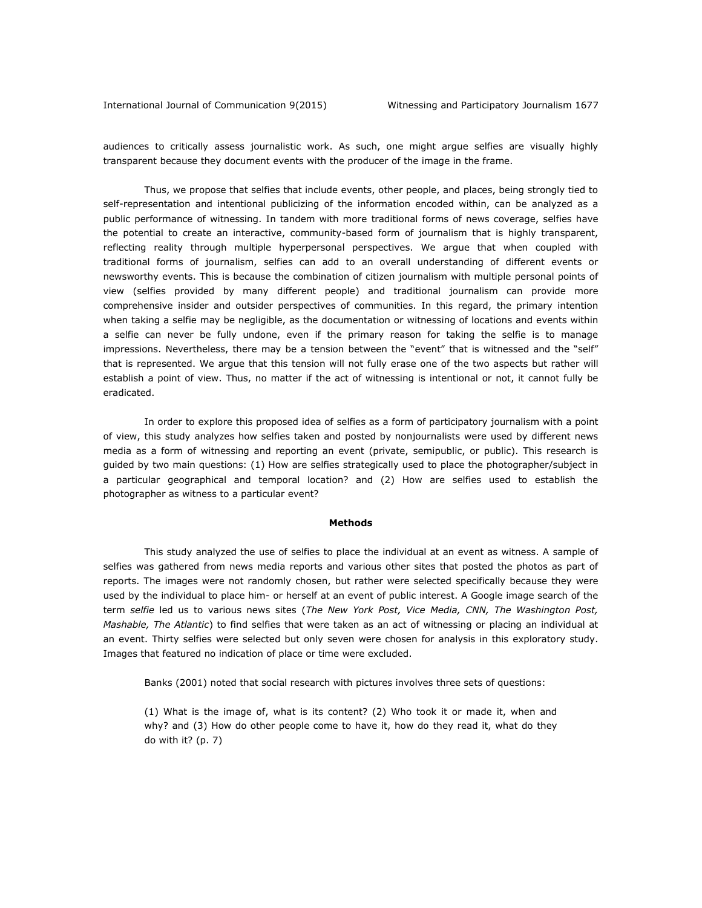audiences to critically assess journalistic work. As such, one might argue selfies are visually highly transparent because they document events with the producer of the image in the frame.

Thus, we propose that selfies that include events, other people, and places, being strongly tied to self-representation and intentional publicizing of the information encoded within, can be analyzed as a public performance of witnessing. In tandem with more traditional forms of news coverage, selfies have the potential to create an interactive, community-based form of journalism that is highly transparent, reflecting reality through multiple hyperpersonal perspectives. We argue that when coupled with traditional forms of journalism, selfies can add to an overall understanding of different events or newsworthy events. This is because the combination of citizen journalism with multiple personal points of view (selfies provided by many different people) and traditional journalism can provide more comprehensive insider and outsider perspectives of communities. In this regard, the primary intention when taking a selfie may be negligible, as the documentation or witnessing of locations and events within a selfie can never be fully undone, even if the primary reason for taking the selfie is to manage impressions. Nevertheless, there may be a tension between the "event" that is witnessed and the "self" that is represented. We argue that this tension will not fully erase one of the two aspects but rather will establish a point of view. Thus, no matter if the act of witnessing is intentional or not, it cannot fully be eradicated.

In order to explore this proposed idea of selfies as a form of participatory journalism with a point of view, this study analyzes how selfies taken and posted by nonjournalists were used by different news media as a form of witnessing and reporting an event (private, semipublic, or public). This research is guided by two main questions: (1) How are selfies strategically used to place the photographer/subject in a particular geographical and temporal location? and (2) How are selfies used to establish the photographer as witness to a particular event?

## Methods

This study analyzed the use of selfies to place the individual at an event as witness. A sample of selfies was gathered from news media reports and various other sites that posted the photos as part of reports. The images were not randomly chosen, but rather were selected specifically because they were used by the individual to place him- or herself at an event of public interest. A Google image search of the term *selfie* led us to various news sites (*The New York Post, Vice Media, CNN, The Washington Post, Mashable, The Atlantic*) to find selfies that were taken as an act of witnessing or placing an individual at an event. Thirty selfies were selected but only seven were chosen for analysis in this exploratory study. Images that featured no indication of place or time were excluded.

Banks (2001) noted that social research with pictures involves three sets of questions:

> (1) What is the image of, what is its content? (2) Who took it or made it, when and why? and (3) How do other people come to have it, how do they read it, what do they do with it? (p. 7)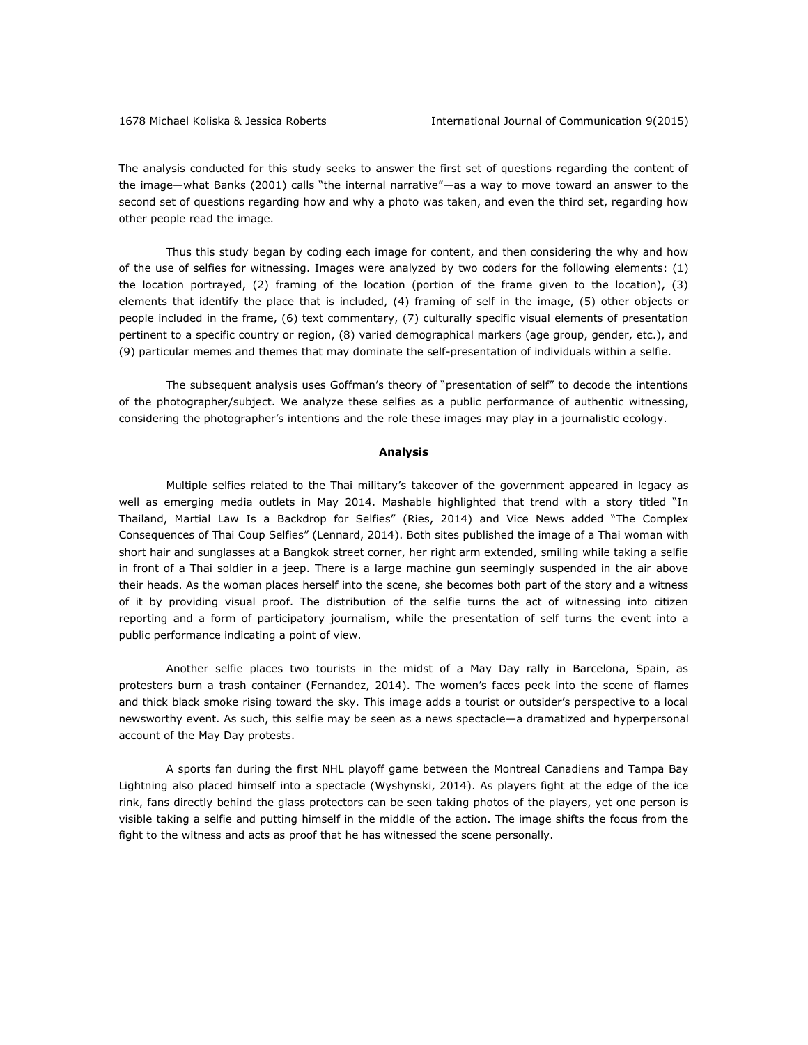The analysis conducted for this study seeks to answer the first set of questions regarding the content of the image—what Banks (2001) calls "the internal narrative"—as a way to move toward an answer to the second set of questions regarding how and why a photo was taken, and even the third set, regarding how other people read the image.

Thus this study began by coding each image for content, and then considering the why and how of the use of selfies for witnessing. Images were analyzed by two coders for the following elements: (1) the location portrayed, (2) framing of the location (portion of the frame given to the location), (3) elements that identify the place that is included, (4) framing of self in the image, (5) other objects or people included in the frame, (6) text commentary, (7) culturally specific visual elements of presentation pertinent to a specific country or region, (8) varied demographical markers (age group, gender, etc.), and (9) particular memes and themes that may dominate the self-presentation of individuals within a selfie.

The subsequent analysis uses Goffman's theory of "presentation of self" to decode the intentions of the photographer/subject. We analyze these selfies as a public performance of authentic witnessing, considering the photographer's intentions and the role these images may play in a journalistic ecology.

## Analysis

Multiple selfies related to the Thai military's takeover of the government appeared in legacy as well as emerging media outlets in May 2014. Mashable highlighted that trend with a story titled "In Thailand, Martial Law Is a Backdrop for Selfies" (Ries, 2014) and Vice News added "The Complex Consequences of Thai Coup Selfies" (Lennard, 2014). Both sites published the image of a Thai woman with short hair and sunglasses at a Bangkok street corner, her right arm extended, smiling while taking a selfie in front of a Thai soldier in a jeep. There is a large machine gun seemingly suspended in the air above their heads. As the woman places herself into the scene, she becomes both part of the story and a witness of it by providing visual proof. The distribution of the selfie turns the act of witnessing into citizen reporting and a form of participatory journalism, while the presentation of self turns the event into a public performance indicating a point of view.

Another selfie places two tourists in the midst of a May Day rally in Barcelona, Spain, as protesters burn a trash container (Fernandez, 2014). The women's faces peek into the scene of flames and thick black smoke rising toward the sky. This image adds a tourist or outsider's perspective to a local newsworthy event. As such, this selfie may be seen as a news spectacle—a dramatized and hyperpersonal account of the May Day protests.

A sports fan during the first NHL playoff game between the Montreal Canadiens and Tampa Bay Lightning also placed himself into a spectacle (Wyshynski, 2014). As players fight at the edge of the ice rink, fans directly behind the glass protectors can be seen taking photos of the players, yet one person is visible taking a selfie and putting himself in the middle of the action. The image shifts the focus from the fight to the witness and acts as proof that he has witnessed the scene personally.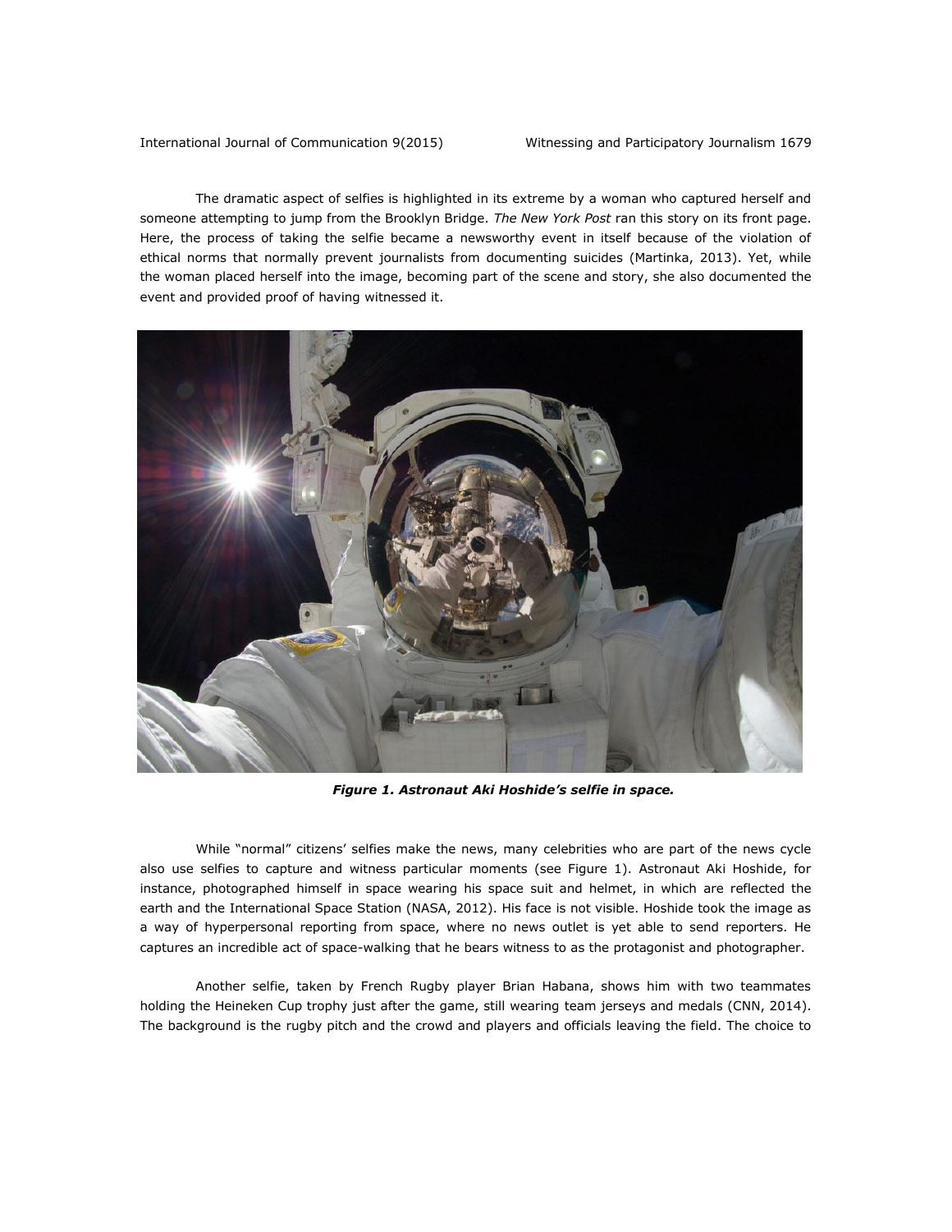The dramatic aspect of selfies is highlighted in its extreme by a woman who captured herself and someone attempting to jump from the Brooklyn Bridge. *The New York Post* ran this story on its front page. Here, the process of taking the selfie became a newsworthy event in itself because of the violation of ethical norms that normally prevent journalists from documenting suicides (Martinka, 2013). Yet, while the woman placed herself into the image, becoming part of the scene and story, she also documented the event and provided proof of having witnessed it.

***Figure 1. Astronaut Aki Hoshide's selfie in space.***

While "normal" citizens' selfies make the news, many celebrities who are part of the news cycle also use selfies to capture and witness particular moments (see Figure 1). Astronaut Aki Hoshide, for instance, photographed himself in space wearing his space suit and helmet, in which are reflected the earth and the International Space Station (NASA, 2012). His face is not visible. Hoshide took the image as a way of hyperpersonal reporting from space, where no news outlet is yet able to send reporters. He captures an incredible act of space-walking that he bears witness to as the protagonist and photographer.

Another selfie, taken by French Rugby player Brian Habana, shows him with two teammates holding the Heineken Cup trophy just after the game, still wearing team jerseys and medals (CNN, 2014). The background is the rugby pitch and the crowd and players and officials leaving the field. The choice to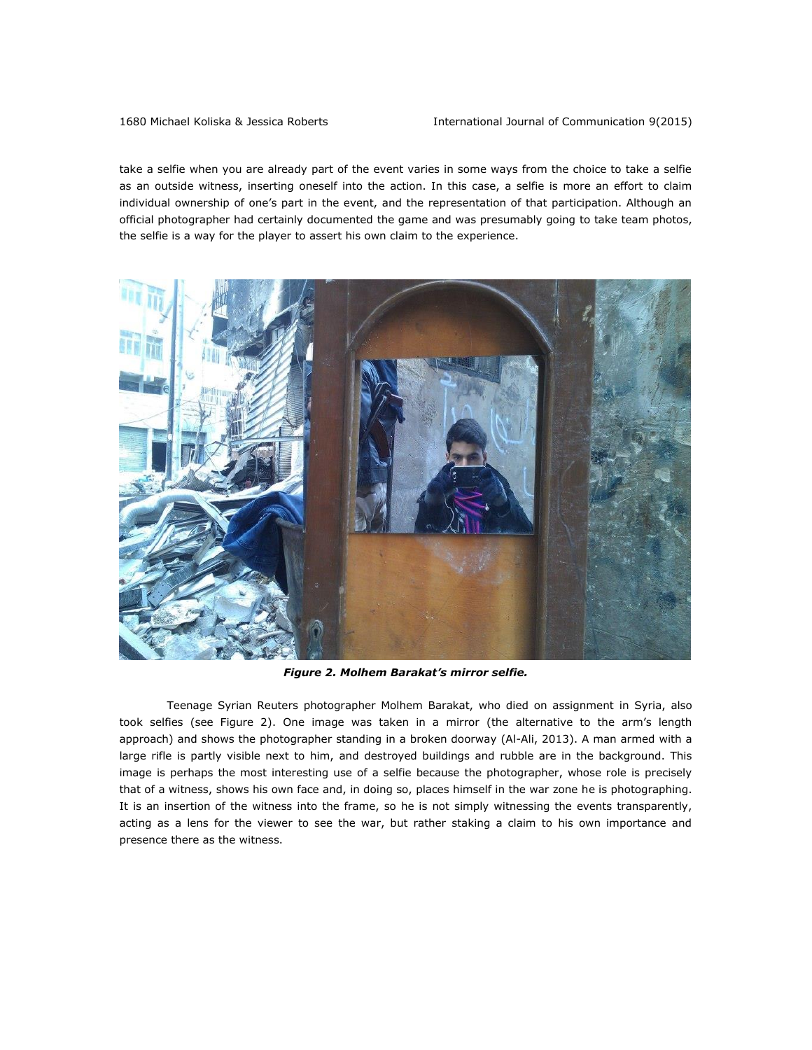take a selfie when you are already part of the event varies in some ways from the choice to take a selfie as an outside witness, inserting oneself into the action. In this case, a selfie is more an effort to claim individual ownership of one's part in the event, and the representation of that participation. Although an official photographer had certainly documented the game and was presumably going to take team photos, the selfie is a way for the player to assert his own claim to the experience.

***Figure 2. Molhem Barakat's mirror selfie.***

Teenage Syrian Reuters photographer Molhem Barakat, who died on assignment in Syria, also took selfies (see Figure 2). One image was taken in a mirror (the alternative to the arm's length approach) and shows the photographer standing in a broken doorway (Al-Ali, 2013). A man armed with a large rifle is partly visible next to him, and destroyed buildings and rubble are in the background. This image is perhaps the most interesting use of a selfie because the photographer, whose role is precisely that of a witness, shows his own face and, in doing so, places himself in the war zone he is photographing. It is an insertion of the witness into the frame, so he is not simply witnessing the events transparently, acting as a lens for the viewer to see the war, but rather staking a claim to his own importance and presence there as the witness.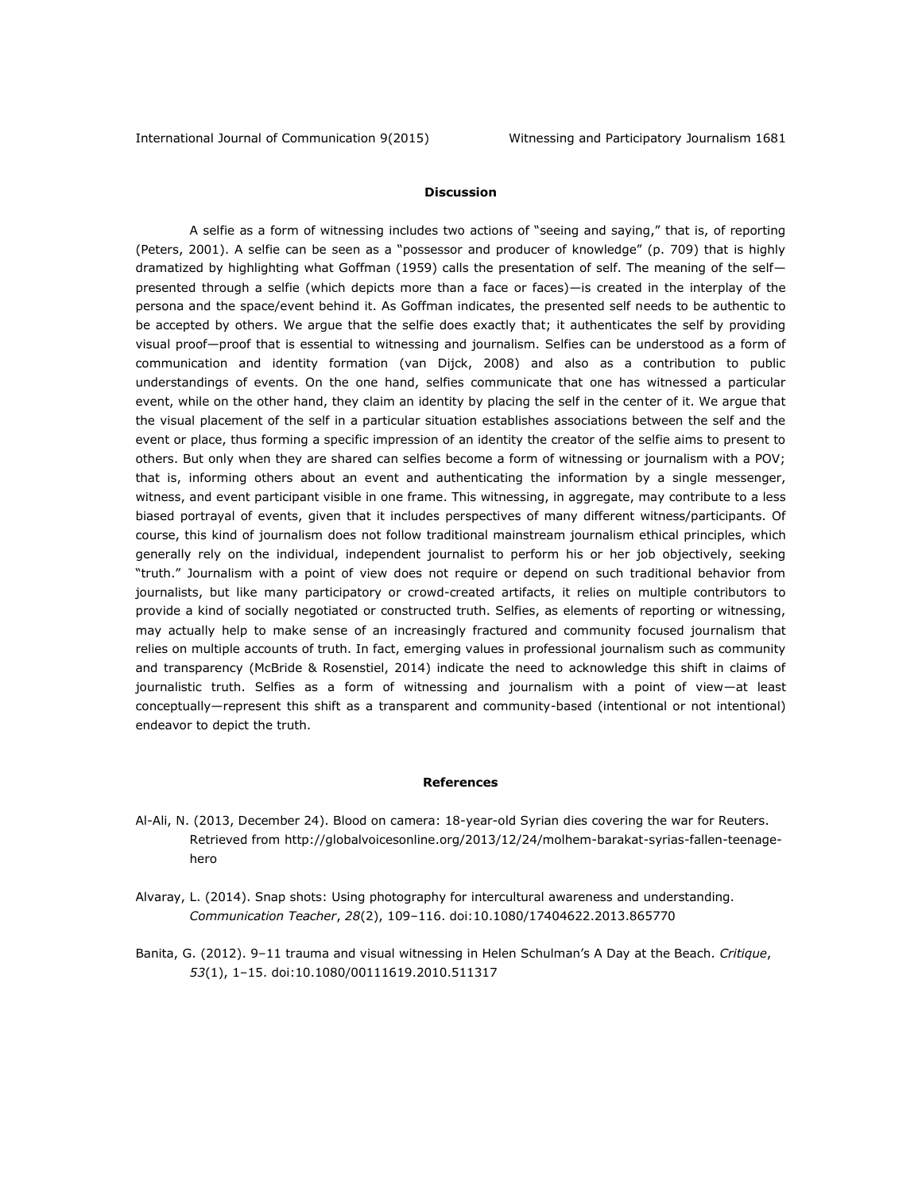## Discussion

A selfie as a form of witnessing includes two actions of "seeing and saying," that is, of reporting (Peters, 2001). A selfie can be seen as a "possessor and producer of knowledge" (p. 709) that is highly dramatized by highlighting what Goffman (1959) calls the presentation of self. The meaning of the self—presented through a selfie (which depicts more than a face or faces)—is created in the interplay of the persona and the space/event behind it. As Goffman indicates, the presented self needs to be authentic to be accepted by others. We argue that the selfie does exactly that; it authenticates the self by providing visual proof—proof that is essential to witnessing and journalism. Selfies can be understood as a form of communication and identity formation (van Dijck, 2008) and also as a contribution to public understandings of events. On the one hand, selfies communicate that one has witnessed a particular event, while on the other hand, they claim an identity by placing the self in the center of it. We argue that the visual placement of the self in a particular situation establishes associations between the self and the event or place, thus forming a specific impression of an identity the creator of the selfie aims to present to others. But only when they are shared can selfies become a form of witnessing or journalism with a POV; that is, informing others about an event and authenticating the information by a single messenger, witness, and event participant visible in one frame. This witnessing, in aggregate, may contribute to a less biased portrayal of events, given that it includes perspectives of many different witness/participants. Of course, this kind of journalism does not follow traditional mainstream journalism ethical principles, which generally rely on the individual, independent journalist to perform his or her job objectively, seeking "truth." Journalism with a point of view does not require or depend on such traditional behavior from journalists, but like many participatory or crowd-created artifacts, it relies on multiple contributors to provide a kind of socially negotiated or constructed truth. Selfies, as elements of reporting or witnessing, may actually help to make sense of an increasingly fractured and community focused journalism that relies on multiple accounts of truth. In fact, emerging values in professional journalism such as community and transparency (McBride & Rosenstiel, 2014) indicate the need to acknowledge this shift in claims of journalistic truth. Selfies as a form of witnessing and journalism with a point of view—at least conceptually—represent this shift as a transparent and community-based (intentional or not intentional) endeavor to depict the truth.

## References

Al-Ali, N. (2013, December 24). Blood on camera: 18-year-old Syrian dies covering the war for Reuters. Retrieved from http://globalvoicesonline.org/2013/12/24/molhem-barakat-syrias-fallen-teenage-hero

Alvaray, L. (2014). Snap shots: Using photography for intercultural awareness and understanding. *Communication Teacher*, *28*(2), 109–116. doi:10.1080/17404622.2013.865770

Banita, G. (2012). 9–11 trauma and visual witnessing in Helen Schulman's A Day at the Beach. *Critique*, *53*(1), 1–15. doi:10.1080/00111619.2010.511317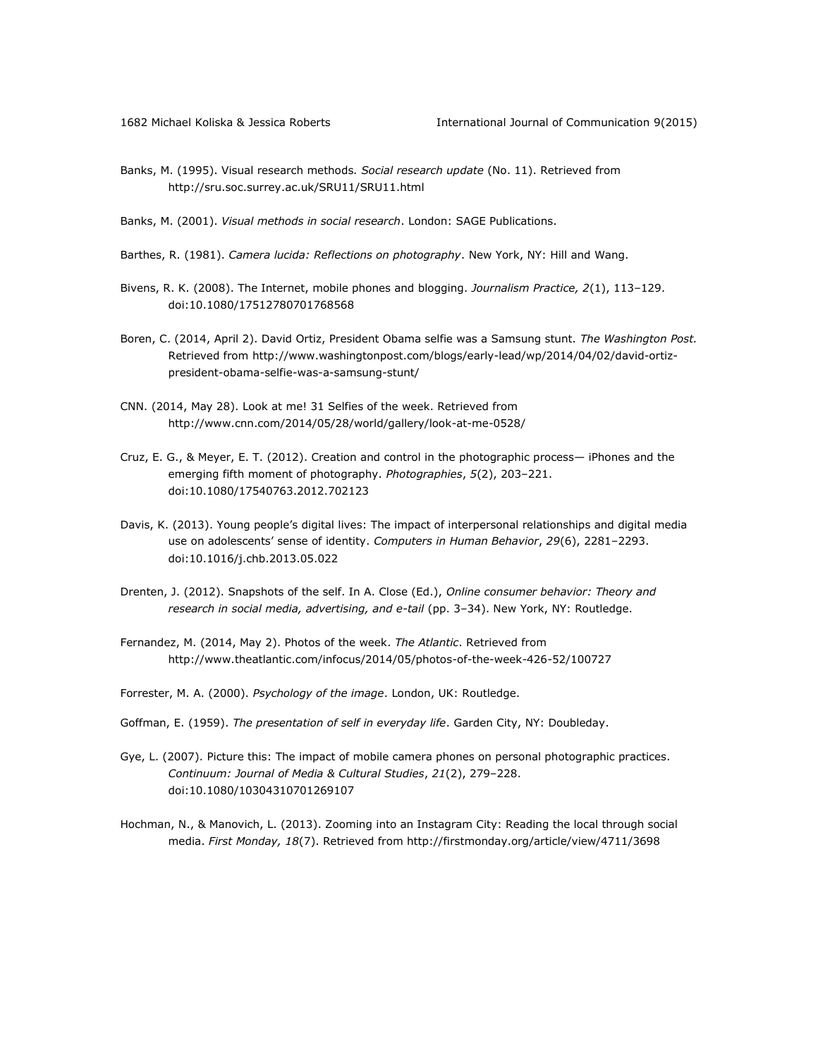Banks, M. (1995). Visual research methods. *Social research update* (No. 11). Retrieved from http://sru.soc.surrey.ac.uk/SRU11/SRU11.html

Banks, M. (2001). *Visual methods in social research*. London: SAGE Publications.

Barthes, R. (1981). *Camera lucida: Reflections on photography*. New York, NY: Hill and Wang.

Bivens, R. K. (2008). The Internet, mobile phones and blogging. *Journalism Practice, 2*(1), 113–129. doi:10.1080/17512780701768568

Boren, C. (2014, April 2). David Ortiz, President Obama selfie was a Samsung stunt. *The Washington Post.* Retrieved from http://www.washingtonpost.com/blogs/early-lead/wp/2014/04/02/david-ortiz-president-obama-selfie-was-a-samsung-stunt/

CNN. (2014, May 28). Look at me! 31 Selfies of the week. Retrieved from http://www.cnn.com/2014/05/28/world/gallery/look-at-me-0528/

Cruz, E. G., & Meyer, E. T. (2012). Creation and control in the photographic process— iPhones and the emerging fifth moment of photography. *Photographies*, *5*(2), 203–221. doi:10.1080/17540763.2012.702123

Davis, K. (2013). Young people's digital lives: The impact of interpersonal relationships and digital media use on adolescents' sense of identity. *Computers in Human Behavior*, *29*(6), 2281–2293. doi:10.1016/j.chb.2013.05.022

Drenten, J. (2012). Snapshots of the self. In A. Close (Ed.), *Online consumer behavior: Theory and research in social media, advertising, and e-tail* (pp. 3–34). New York, NY: Routledge.

Fernandez, M. (2014, May 2). Photos of the week. *The Atlantic*. Retrieved from http://www.theatlantic.com/infocus/2014/05/photos-of-the-week-426-52/100727

Forrester, M. A. (2000). *Psychology of the image*. London, UK: Routledge.

Goffman, E. (1959). *The presentation of self in everyday life*. Garden City, NY: Doubleday.

Gye, L. (2007). Picture this: The impact of mobile camera phones on personal photographic practices. *Continuum: Journal of Media & Cultural Studies*, *21*(2), 279–228. doi:10.1080/10304310701269107

Hochman, N., & Manovich, L. (2013). Zooming into an Instagram City: Reading the local through social media. *First Monday, 18*(7). Retrieved from http://firstmonday.org/article/view/4711/3698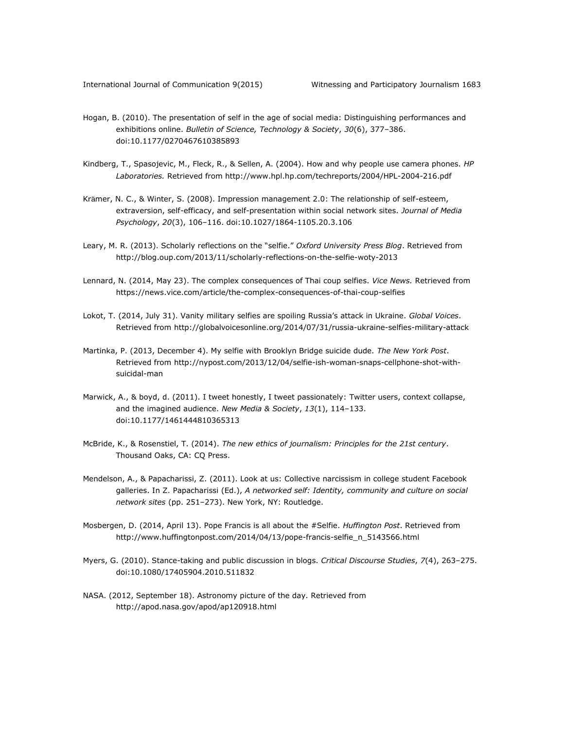Hogan, B. (2010). The presentation of self in the age of social media: Distinguishing performances and exhibitions online. *Bulletin of Science, Technology & Society*, *30*(6), 377–386. doi:10.1177/0270467610385893

Kindberg, T., Spasojevic, M., Fleck, R., & Sellen, A. (2004). How and why people use camera phones. *HP Laboratories.* Retrieved from http://www.hpl.hp.com/techreports/2004/HPL-2004-216.pdf

Krämer, N. C., & Winter, S. (2008). Impression management 2.0: The relationship of self-esteem, extraversion, self-efficacy, and self-presentation within social network sites. *Journal of Media Psychology*, *20*(3), 106–116. doi:10.1027/1864-1105.20.3.106

Leary, M. R. (2013). Scholarly reflections on the "selfie." *Oxford University Press Blog*. Retrieved from http://blog.oup.com/2013/11/scholarly-reflections-on-the-selfie-woty-2013

Lennard, N. (2014, May 23). The complex consequences of Thai coup selfies. *Vice News.* Retrieved from https://news.vice.com/article/the-complex-consequences-of-thai-coup-selfies

Lokot, T. (2014, July 31). Vanity military selfies are spoiling Russia's attack in Ukraine. *Global Voices*. Retrieved from http://globalvoicesonline.org/2014/07/31/russia-ukraine-selfies-military-attack

Martinka, P. (2013, December 4). My selfie with Brooklyn Bridge suicide dude. *The New York Post*. Retrieved from http://nypost.com/2013/12/04/selfie-ish-woman-snaps-cellphone-shot-with-suicidal-man

Marwick, A., & boyd, d. (2011). I tweet honestly, I tweet passionately: Twitter users, context collapse, and the imagined audience. *New Media & Society*, *13*(1), 114–133. doi:10.1177/1461444810365313

McBride, K., & Rosenstiel, T. (2014). *The new ethics of journalism: Principles for the 21st century*. Thousand Oaks, CA: CQ Press.

Mendelson, A., & Papacharissi, Z. (2011). Look at us: Collective narcissism in college student Facebook galleries. In Z. Papacharissi (Ed.), *A networked self: Identity, community and culture on social network sites* (pp. 251–273). New York, NY: Routledge.

Mosbergen, D. (2014, April 13). Pope Francis is all about the #Selfie. *Huffington Post*. Retrieved from http://www.huffingtonpost.com/2014/04/13/pope-francis-selfie_n_5143556.html

Myers, G. (2010). Stance-taking and public discussion in blogs. *Critical Discourse Studies*, *7*(4), 263–275. doi:10.1080/17405904.2010.511832

NASA. (2012, September 18). Astronomy picture of the day. Retrieved from http://apod.nasa.gov/apod/ap120918.html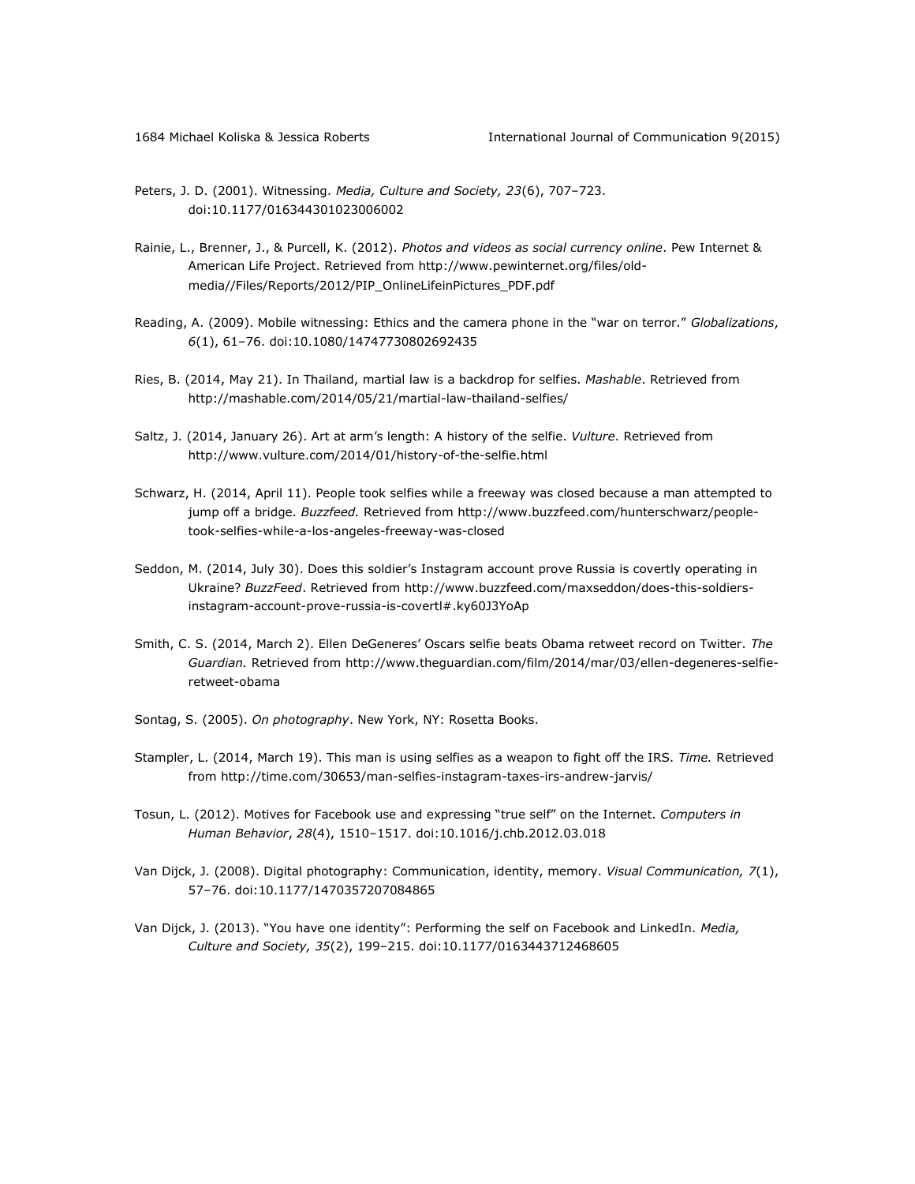Peters, J. D. (2001). Witnessing. *Media, Culture and Society, 23*(6), 707–723. doi:10.1177/016344301023006002

Rainie, L., Brenner, J., & Purcell, K. (2012). *Photos and videos as social currency online*. Pew Internet & American Life Project. Retrieved from http://www.pewinternet.org/files/old-media//Files/Reports/2012/PIP_OnlineLifeinPictures_PDF.pdf

Reading, A. (2009). Mobile witnessing: Ethics and the camera phone in the "war on terror." *Globalizations*, *6*(1), 61–76. doi:10.1080/14747730802692435

Ries, B. (2014, May 21). In Thailand, martial law is a backdrop for selfies. *Mashable*. Retrieved from http://mashable.com/2014/05/21/martial-law-thailand-selfies/

Saltz, J. (2014, January 26). Art at arm's length: A history of the selfie. *Vulture*. Retrieved from http://www.vulture.com/2014/01/history-of-the-selfie.html

Schwarz, H. (2014, April 11). People took selfies while a freeway was closed because a man attempted to jump off a bridge. *Buzzfeed.* Retrieved from http://www.buzzfeed.com/hunterschwarz/people-took-selfies-while-a-los-angeles-freeway-was-closed

Seddon, M. (2014, July 30). Does this soldier's Instagram account prove Russia is covertly operating in Ukraine? *BuzzFeed*. Retrieved from http://www.buzzfeed.com/maxseddon/does-this-soldiers-instagram-account-prove-russia-is-covertl#.ky60J3YoAp

Smith, C. S. (2014, March 2). Ellen DeGeneres' Oscars selfie beats Obama retweet record on Twitter. *The Guardian.* Retrieved from http://www.theguardian.com/film/2014/mar/03/ellen-degeneres-selfie-retweet-obama

Sontag, S. (2005). *On photography*. New York, NY: Rosetta Books.

Stampler, L. (2014, March 19). This man is using selfies as a weapon to fight off the IRS. *Time.* Retrieved from http://time.com/30653/man-selfies-instagram-taxes-irs-andrew-jarvis/

Tosun, L. (2012). Motives for Facebook use and expressing "true self" on the Internet. *Computers in Human Behavior*, *28*(4), 1510–1517. doi:10.1016/j.chb.2012.03.018

Van Dijck, J. (2008). Digital photography: Communication, identity, memory. *Visual Communication, 7*(1), 57–76. doi:10.1177/1470357207084865

Van Dijck, J. (2013). "You have one identity": Performing the self on Facebook and LinkedIn. *Media, Culture and Society, 35*(2), 199–215. doi:10.1177/0163443712468605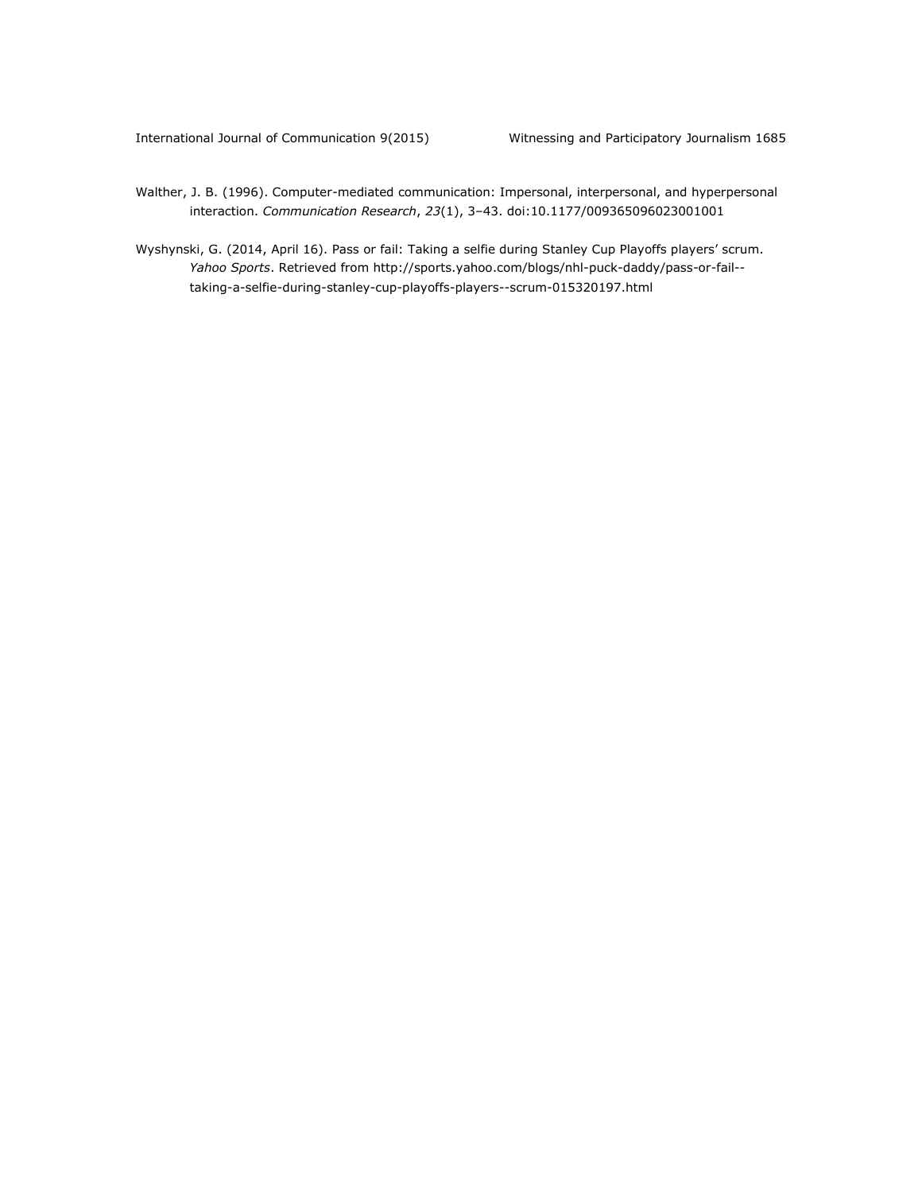Walther, J. B. (1996). Computer-mediated communication: Impersonal, interpersonal, and hyperpersonal interaction. *Communication Research*, *23*(1), 3–43. doi:10.1177/009365096023001001

Wyshynski, G. (2014, April 16). Pass or fail: Taking a selfie during Stanley Cup Playoffs players' scrum. *Yahoo Sports*. Retrieved from http://sports.yahoo.com/blogs/nhl-puck-daddy/pass-or-fail--taking-a-selfie-during-stanley-cup-playoffs-players--scrum-015320197.html